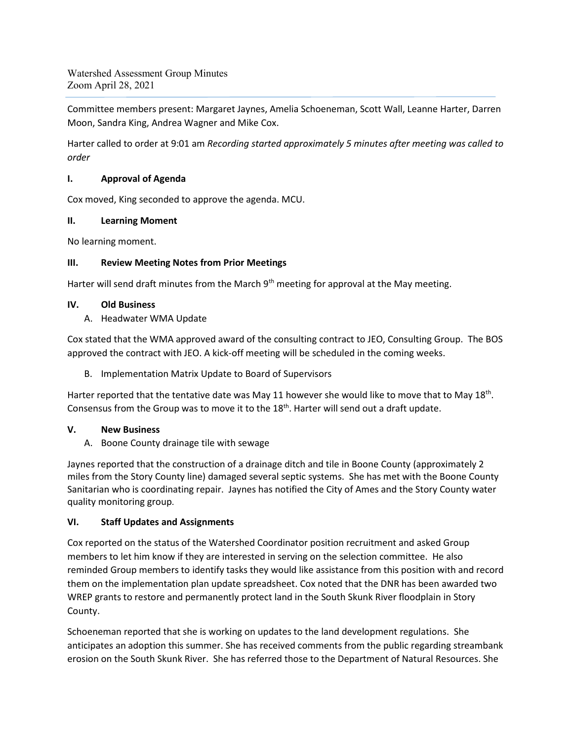Watershed Assessment Group Minutes
Zoom April 28, 2021

Committee members present: Margaret Jaynes, Amelia Schoeneman, Scott Wall, Leanne Harter, Darren Moon, Sandra King, Andrea Wagner and Mike Cox.

Harter called to order at 9:01 am *Recording started approximately 5 minutes after meeting was called to order*

## I. Approval of Agenda

Cox moved, King seconded to approve the agenda. MCU.

## II. Learning Moment

No learning moment.

## III. Review Meeting Notes from Prior Meetings

Harter will send draft minutes from the March 9th meeting for approval at the May meeting.

## IV. Old Business

A. Headwater WMA Update

Cox stated that the WMA approved award of the consulting contract to JEO, Consulting Group. The BOS approved the contract with JEO. A kick-off meeting will be scheduled in the coming weeks.

B. Implementation Matrix Update to Board of Supervisors

Harter reported that the tentative date was May 11 however she would like to move that to May 18th. Consensus from the Group was to move it to the 18th. Harter will send out a draft update.

## V. New Business

A. Boone County drainage tile with sewage

Jaynes reported that the construction of a drainage ditch and tile in Boone County (approximately 2 miles from the Story County line) damaged several septic systems. She has met with the Boone County Sanitarian who is coordinating repair. Jaynes has notified the City of Ames and the Story County water quality monitoring group.

## VI. Staff Updates and Assignments

Cox reported on the status of the Watershed Coordinator position recruitment and asked Group members to let him know if they are interested in serving on the selection committee. He also reminded Group members to identify tasks they would like assistance from this position with and record them on the implementation plan update spreadsheet. Cox noted that the DNR has been awarded two WREP grants to restore and permanently protect land in the South Skunk River floodplain in Story County.

Schoeneman reported that she is working on updates to the land development regulations. She anticipates an adoption this summer. She has received comments from the public regarding streambank erosion on the South Skunk River. She has referred those to the Department of Natural Resources. She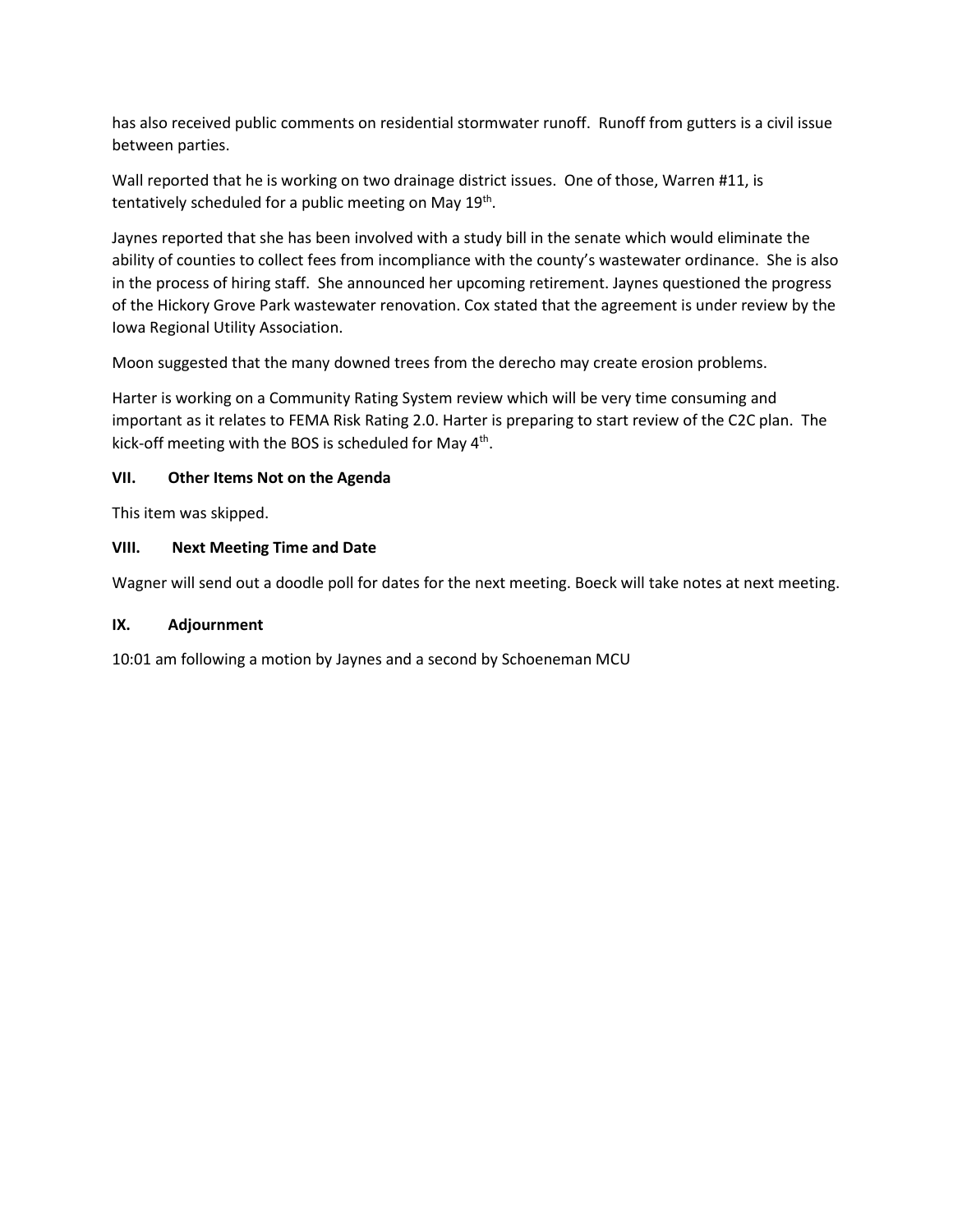has also received public comments on residential stormwater runoff. Runoff from gutters is a civil issue between parties.

Wall reported that he is working on two drainage district issues. One of those, Warren #11, is tentatively scheduled for a public meeting on May 19th.

Jaynes reported that she has been involved with a study bill in the senate which would eliminate the ability of counties to collect fees from incompliance with the county's wastewater ordinance. She is also in the process of hiring staff. She announced her upcoming retirement. Jaynes questioned the progress of the Hickory Grove Park wastewater renovation. Cox stated that the agreement is under review by the Iowa Regional Utility Association.

Moon suggested that the many downed trees from the derecho may create erosion problems.

Harter is working on a Community Rating System review which will be very time consuming and important as it relates to FEMA Risk Rating 2.0. Harter is preparing to start review of the C2C plan. The kick-off meeting with the BOS is scheduled for May 4th.

**VII. Other Items Not on the Agenda**

This item was skipped.

**VIII. Next Meeting Time and Date**

Wagner will send out a doodle poll for dates for the next meeting. Boeck will take notes at next meeting.

**IX. Adjournment**

10:01 am following a motion by Jaynes and a second by Schoeneman MCU